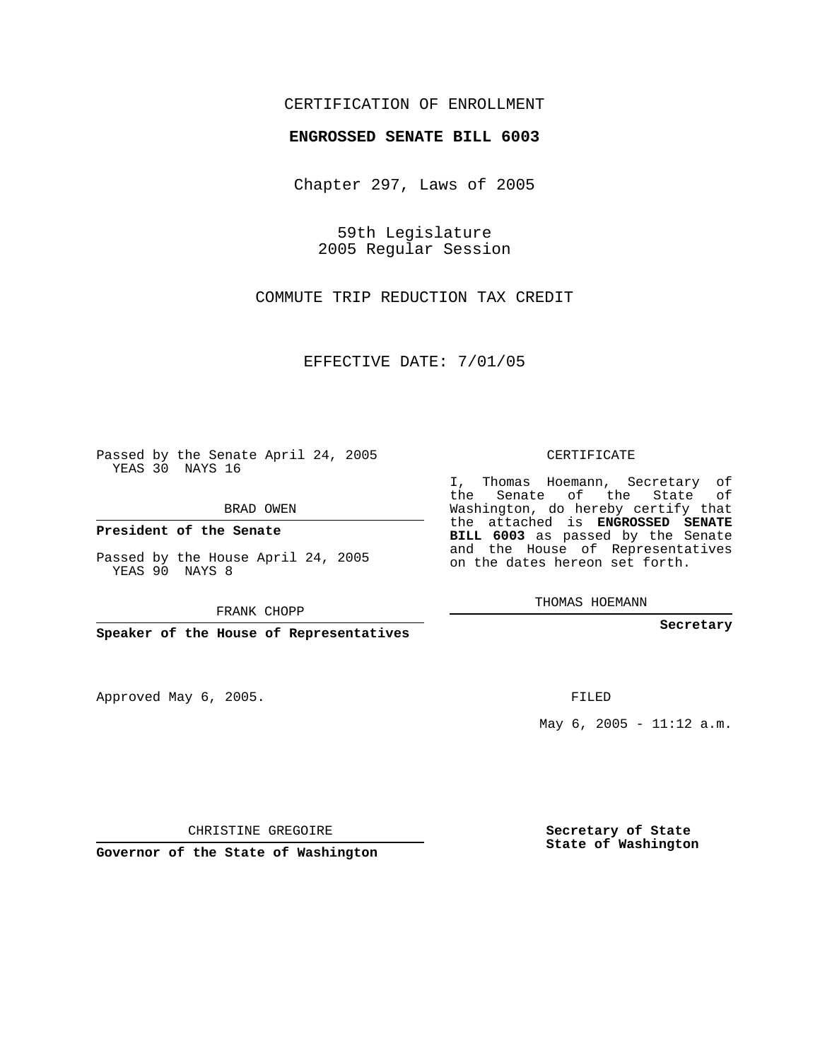CERTIFICATION OF ENROLLMENT

**ENGROSSED SENATE BILL 6003**

Chapter 297, Laws of 2005

59th Legislature
2005 Regular Session

COMMUTE TRIP REDUCTION TAX CREDIT

EFFECTIVE DATE: 7/01/05

Passed by the Senate April 24, 2005
YEAS 30 NAYS 16

BRAD OWEN

**President of the Senate**

Passed by the House April 24, 2005
YEAS 90 NAYS 8

FRANK CHOPP

**Speaker of the House of Representatives**

CERTIFICATE

I, Thomas Hoemann, Secretary of the Senate of the State of Washington, do hereby certify that the attached is **ENGROSSED SENATE BILL 6003** as passed by the Senate and the House of Representatives on the dates hereon set forth.

THOMAS HOEMANN

**Secretary**

Approved May 6, 2005.

FILED

May 6, 2005 - 11:12 a.m.

CHRISTINE GREGOIRE

**Governor of the State of Washington**

**Secretary of State**
**State of Washington**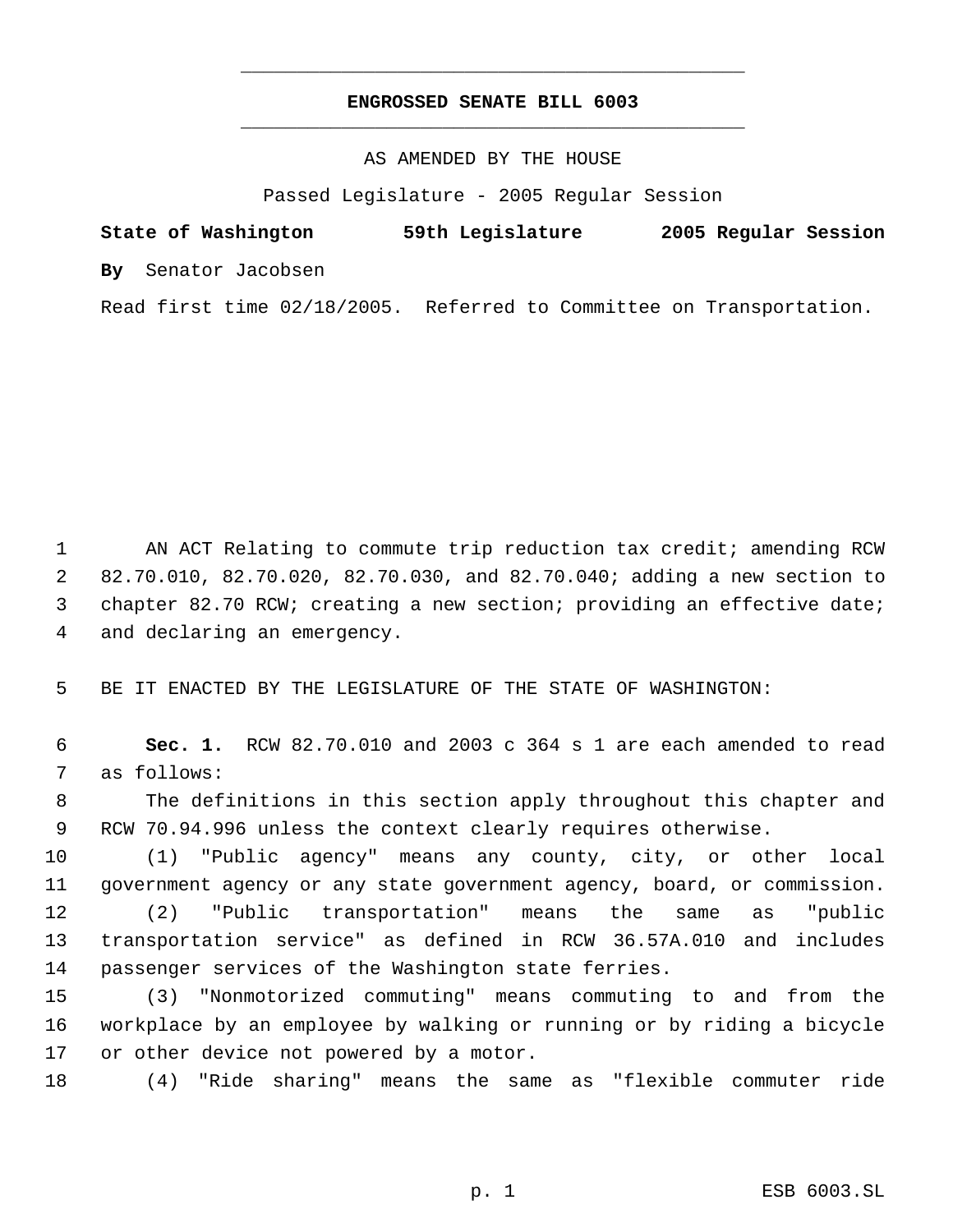# ENGROSSED SENATE BILL 6003

AS AMENDED BY THE HOUSE

Passed Legislature - 2005 Regular Session

**State of Washington 59th Legislature 2005 Regular Session**

**By** Senator Jacobsen

Read first time 02/18/2005. Referred to Committee on Transportation.

AN ACT Relating to commute trip reduction tax credit; amending RCW 82.70.010, 82.70.020, 82.70.030, and 82.70.040; adding a new section to chapter 82.70 RCW; creating a new section; providing an effective date; and declaring an emergency.

BE IT ENACTED BY THE LEGISLATURE OF THE STATE OF WASHINGTON:

**Sec. 1.** RCW 82.70.010 and 2003 c 364 s 1 are each amended to read as follows:

The definitions in this section apply throughout this chapter and RCW 70.94.996 unless the context clearly requires otherwise.

(1) "Public agency" means any county, city, or other local government agency or any state government agency, board, or commission.

(2) "Public transportation" means the same as "public transportation service" as defined in RCW 36.57A.010 and includes passenger services of the Washington state ferries.

(3) "Nonmotorized commuting" means commuting to and from the workplace by an employee by walking or running or by riding a bicycle or other device not powered by a motor.

(4) "Ride sharing" means the same as "flexible commuter ride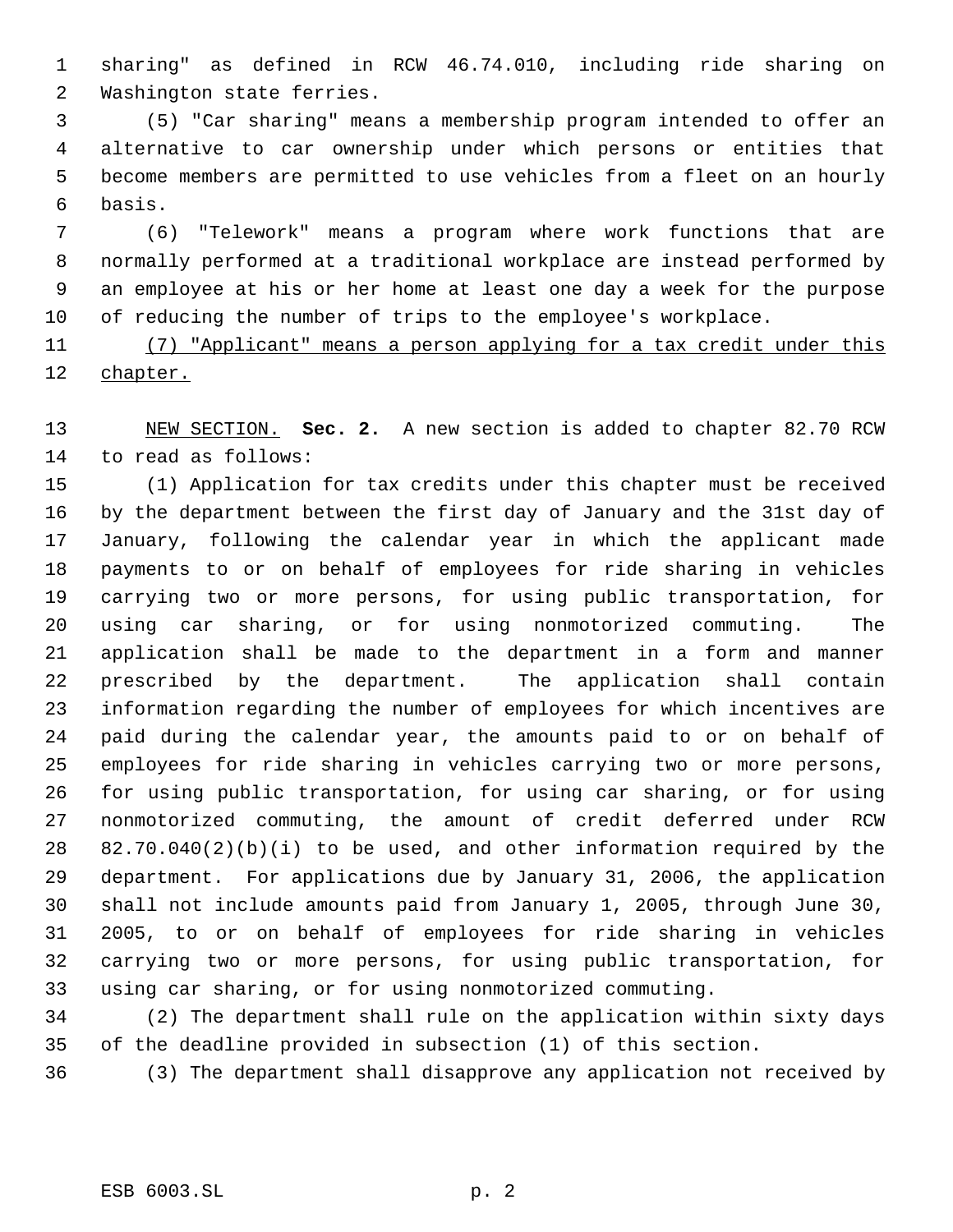sharing" as defined in RCW 46.74.010, including ride sharing on Washington state ferries.

(5) "Car sharing" means a membership program intended to offer an alternative to car ownership under which persons or entities that become members are permitted to use vehicles from a fleet on an hourly basis.

(6) "Telework" means a program where work functions that are normally performed at a traditional workplace are instead performed by an employee at his or her home at least one day a week for the purpose of reducing the number of trips to the employee's workplace.

<u>(7) "Applicant" means a person applying for a tax credit under this chapter.</u>

<u>NEW SECTION.</u> **Sec. 2.** A new section is added to chapter 82.70 RCW to read as follows:

(1) Application for tax credits under this chapter must be received by the department between the first day of January and the 31st day of January, following the calendar year in which the applicant made payments to or on behalf of employees for ride sharing in vehicles carrying two or more persons, for using public transportation, for using car sharing, or for using nonmotorized commuting. The application shall be made to the department in a form and manner prescribed by the department. The application shall contain information regarding the number of employees for which incentives are paid during the calendar year, the amounts paid to or on behalf of employees for ride sharing in vehicles carrying two or more persons, for using public transportation, for using car sharing, or for using nonmotorized commuting, the amount of credit deferred under RCW 82.70.040(2)(b)(i) to be used, and other information required by the department. For applications due by January 31, 2006, the application shall not include amounts paid from January 1, 2005, through June 30, 2005, to or on behalf of employees for ride sharing in vehicles carrying two or more persons, for using public transportation, for using car sharing, or for using nonmotorized commuting.

(2) The department shall rule on the application within sixty days of the deadline provided in subsection (1) of this section.

(3) The department shall disapprove any application not received by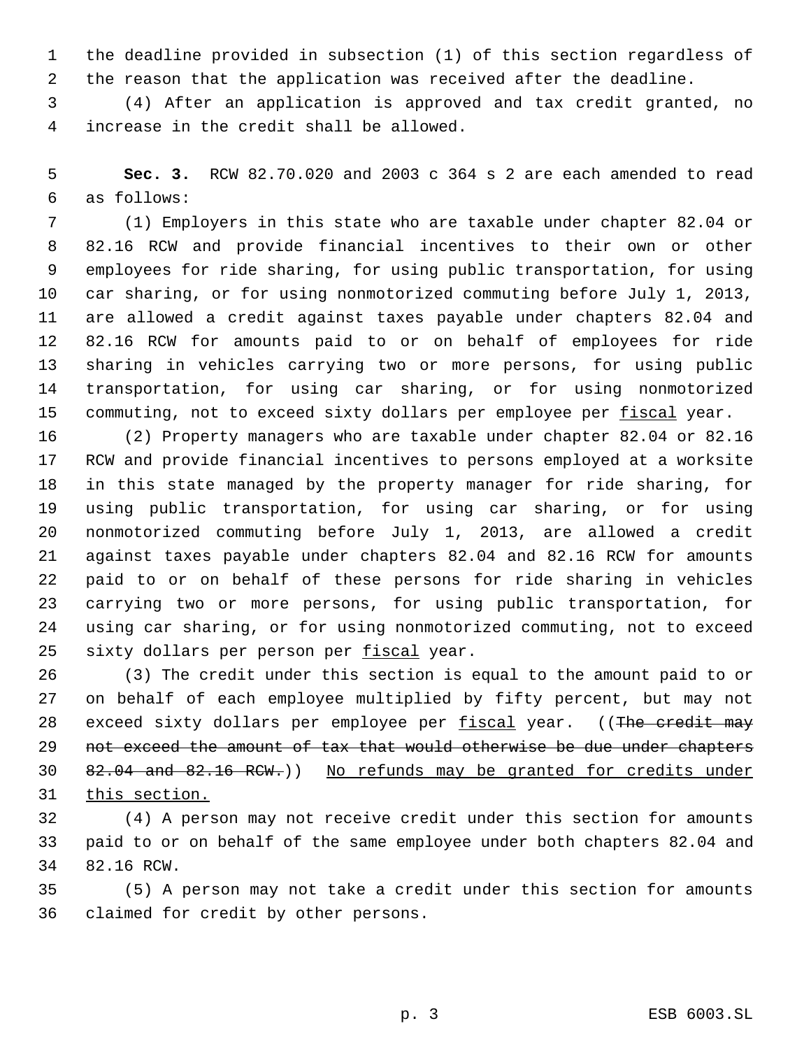the deadline provided in subsection (1) of this section regardless of the reason that the application was received after the deadline.

(4) After an application is approved and tax credit granted, no increase in the credit shall be allowed.

**Sec. 3.** RCW 82.70.020 and 2003 c 364 s 2 are each amended to read as follows:

(1) Employers in this state who are taxable under chapter 82.04 or 82.16 RCW and provide financial incentives to their own or other employees for ride sharing, for using public transportation, for using car sharing, or for using nonmotorized commuting before July 1, 2013, are allowed a credit against taxes payable under chapters 82.04 and 82.16 RCW for amounts paid to or on behalf of employees for ride sharing in vehicles carrying two or more persons, for using public transportation, for using car sharing, or for using nonmotorized commuting, not to exceed sixty dollars per employee per <u>fiscal</u> year.

(2) Property managers who are taxable under chapter 82.04 or 82.16 RCW and provide financial incentives to persons employed at a worksite in this state managed by the property manager for ride sharing, for using public transportation, for using car sharing, or for using nonmotorized commuting before July 1, 2013, are allowed a credit against taxes payable under chapters 82.04 and 82.16 RCW for amounts paid to or on behalf of these persons for ride sharing in vehicles carrying two or more persons, for using public transportation, for using car sharing, or for using nonmotorized commuting, not to exceed sixty dollars per person per <u>fiscal</u> year.

(3) The credit under this section is equal to the amount paid to or on behalf of each employee multiplied by fifty percent, but may not exceed sixty dollars per employee per <u>fiscal</u> year. ((~~The credit may not exceed the amount of tax that would otherwise be due under chapters 82.04 and 82.16 RCW.~~)) <u>No refunds may be granted for credits under this section.</u>

(4) A person may not receive credit under this section for amounts paid to or on behalf of the same employee under both chapters 82.04 and 82.16 RCW.

(5) A person may not take a credit under this section for amounts claimed for credit by other persons.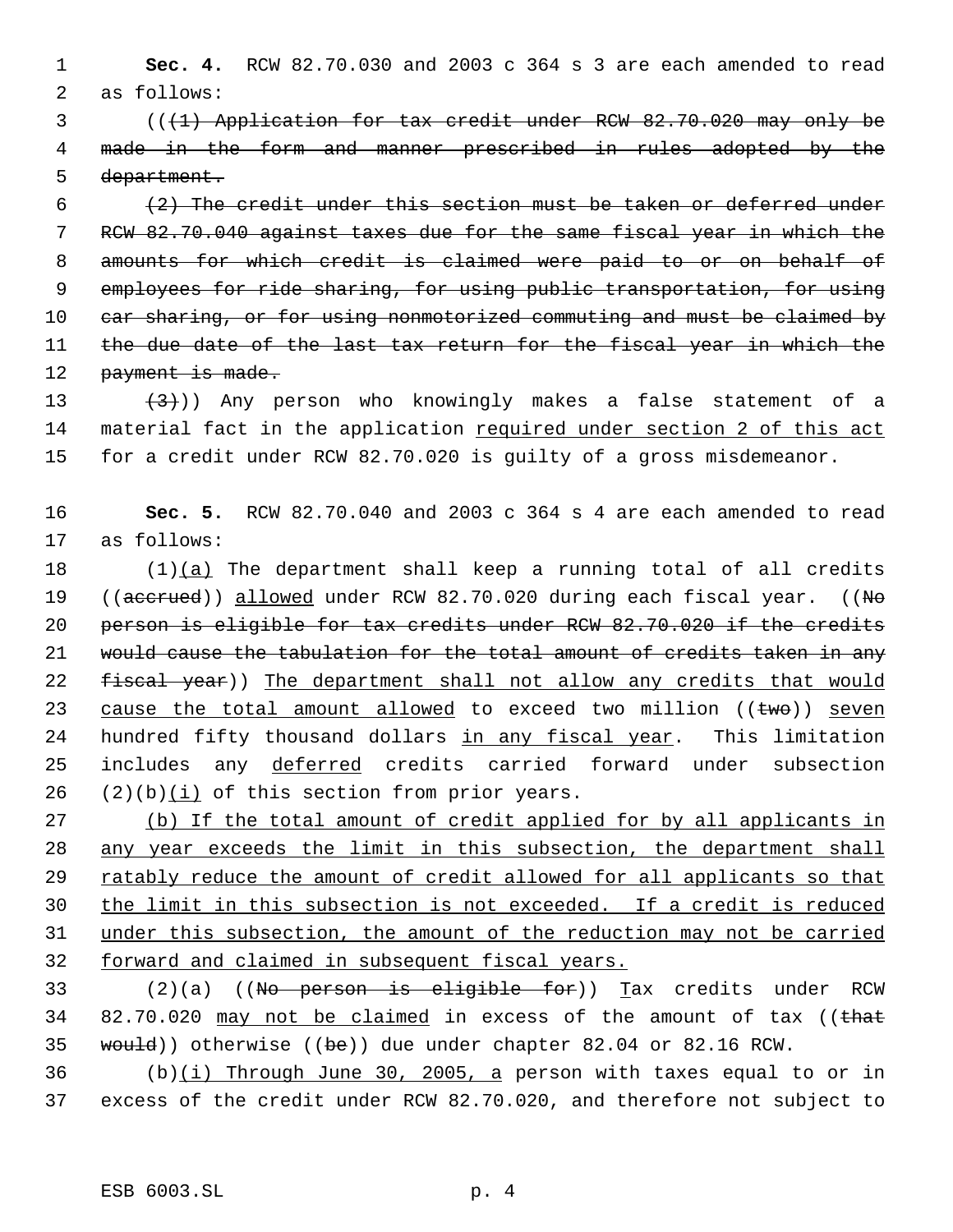**Sec. 4.** RCW 82.70.030 and 2003 c 364 s 3 are each amended to read as follows:

((~~(1) Application for tax credit under RCW 82.70.020 may only be made in the form and manner prescribed in rules adopted by the department.~~

~~(2) The credit under this section must be taken or deferred under RCW 82.70.040 against taxes due for the same fiscal year in which the amounts for which credit is claimed were paid to or on behalf of employees for ride sharing, for using public transportation, for using car sharing, or for using nonmotorized commuting and must be claimed by the due date of the last tax return for the fiscal year in which the payment is made.~~

~~(3)~~)) Any person who knowingly makes a false statement of a material fact in the application <u>required under section 2 of this act</u> for a credit under RCW 82.70.020 is guilty of a gross misdemeanor.

**Sec. 5.** RCW 82.70.040 and 2003 c 364 s 4 are each amended to read as follows:

(1)<u>(a)</u> The department shall keep a running total of all credits ((~~accrued~~)) <u>allowed</u> under RCW 82.70.020 during each fiscal year. ((~~No person is eligible for tax credits under RCW 82.70.020 if the credits would cause the tabulation for the total amount of credits taken in any fiscal year~~)) <u>The department shall not allow any credits that would cause the total amount allowed</u> to exceed two million ((~~two~~)) <u>seven</u> hundred fifty thousand dollars <u>in any fiscal year</u>. This limitation includes any <u>deferred</u> credits carried forward under subsection (2)(b)<u>(i)</u> of this section from prior years.

<u>(b) If the total amount of credit applied for by all applicants in any year exceeds the limit in this subsection, the department shall ratably reduce the amount of credit allowed for all applicants so that the limit in this subsection is not exceeded. If a credit is reduced under this subsection, the amount of the reduction may not be carried forward and claimed in subsequent fiscal years.</u>

(2)(a) ((~~No person is eligible for~~)) <u>T</u>ax credits under RCW 82.70.020 <u>may not be claimed</u> in excess of the amount of tax ((~~that would~~)) otherwise ((~~be~~)) due under chapter 82.04 or 82.16 RCW.

(b)<u>(i) Through June 30, 2005, a</u> person with taxes equal to or in excess of the credit under RCW 82.70.020, and therefore not subject to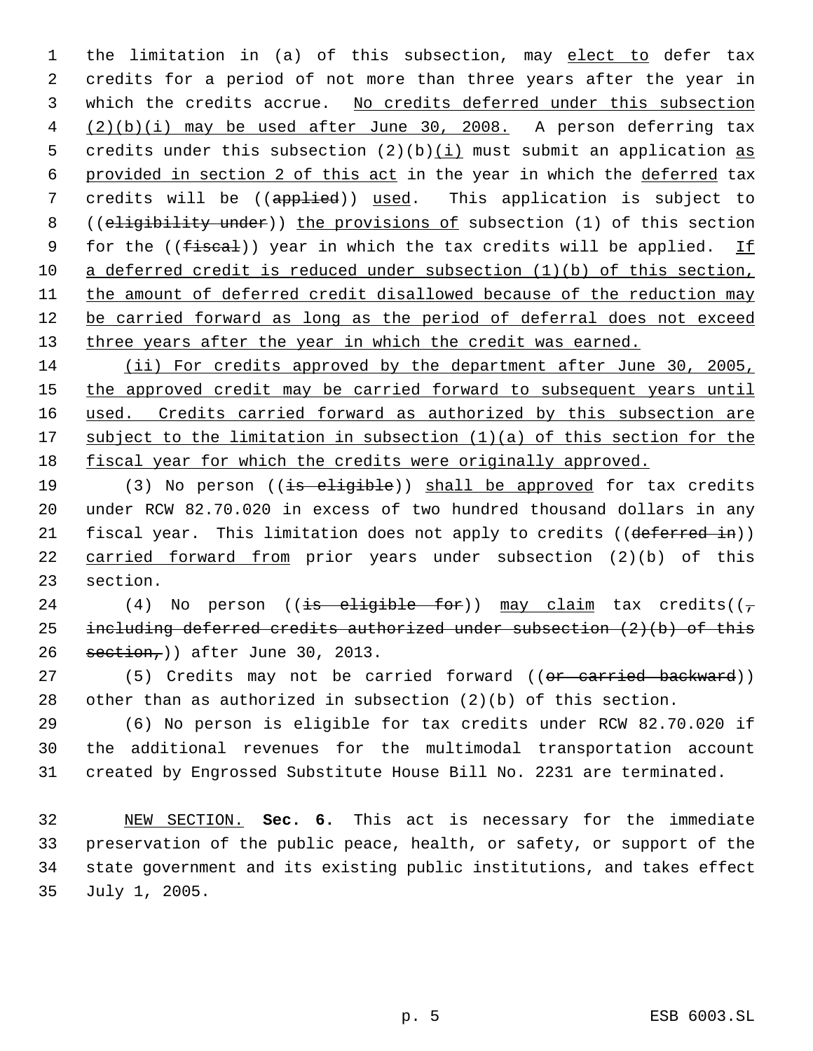the limitation in (a) of this subsection, may elect to defer tax credits for a period of not more than three years after the year in which the credits accrue. No credits deferred under this subsection (2)(b)(i) may be used after June 30, 2008. A person deferring tax credits under this subsection (2)(b)(i) must submit an application as provided in section 2 of this act in the year in which the deferred tax credits will be ((~~applied~~)) used. This application is subject to ((~~eligibility under~~)) the provisions of subsection (1) of this section for the ((~~fiscal~~)) year in which the tax credits will be applied. If a deferred credit is reduced under subsection (1)(b) of this section, the amount of deferred credit disallowed because of the reduction may be carried forward as long as the period of deferral does not exceed three years after the year in which the credit was earned.

(ii) For credits approved by the department after June 30, 2005, the approved credit may be carried forward to subsequent years until used. Credits carried forward as authorized by this subsection are subject to the limitation in subsection (1)(a) of this section for the fiscal year for which the credits were originally approved.

(3) No person ((~~is eligible~~)) shall be approved for tax credits under RCW 82.70.020 in excess of two hundred thousand dollars in any fiscal year. This limitation does not apply to credits ((~~deferred in~~)) carried forward from prior years under subsection (2)(b) of this section.

(4) No person ((~~is eligible for~~)) may claim tax credits((~~, including deferred credits authorized under subsection (2)(b) of this section,~~)) after June 30, 2013.

(5) Credits may not be carried forward ((~~or carried backward~~)) other than as authorized in subsection (2)(b) of this section.

(6) No person is eligible for tax credits under RCW 82.70.020 if the additional revenues for the multimodal transportation account created by Engrossed Substitute House Bill No. 2231 are terminated.

NEW SECTION. **Sec. 6.** This act is necessary for the immediate preservation of the public peace, health, or safety, or support of the state government and its existing public institutions, and takes effect July 1, 2005.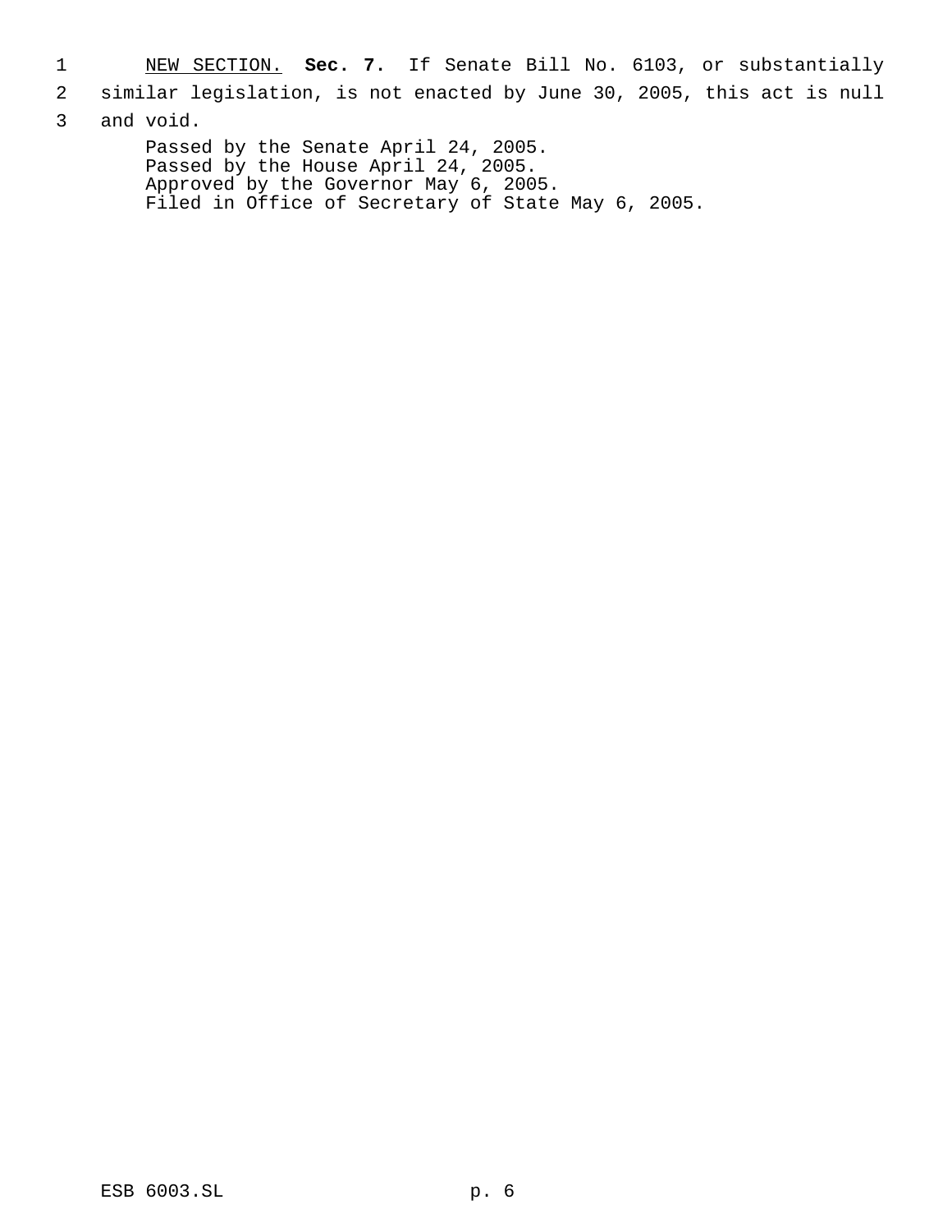NEW SECTION. **Sec. 7.** If Senate Bill No. 6103, or substantially similar legislation, is not enacted by June 30, 2005, this act is null and void.

Passed by the Senate April 24, 2005.
Passed by the House April 24, 2005.
Approved by the Governor May 6, 2005.
Filed in Office of Secretary of State May 6, 2005.